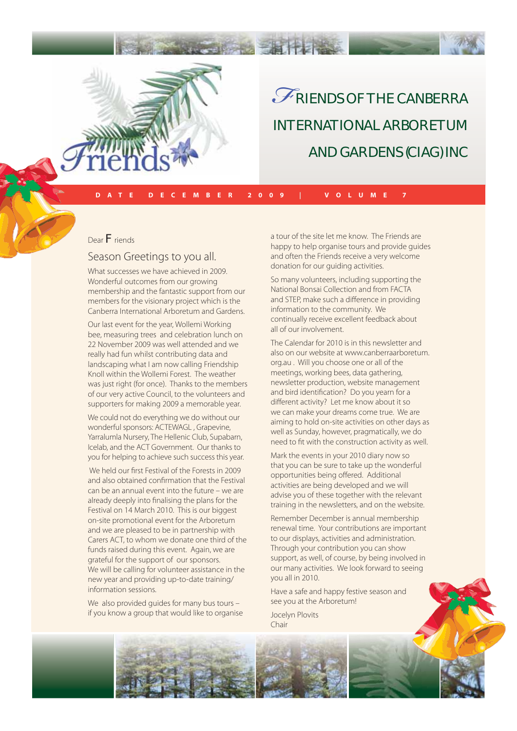# Friends of the Canberra International Arboretum and Gardens (CIAG) Inc

**DATE DECEMBER 2009 | VOLUME 7**

Dear Friends

## Season Greetings to you all.

What successes we have achieved in 2009. Wonderful outcomes from our growing membership and the fantastic support from our members for the visionary project which is the Canberra International Arboretum and Gardens.

Our last event for the year, Wollemi Working bee, measuring trees and celebration lunch on 22 November 2009 was well attended and we really had fun whilst contributing data and landscaping what I am now calling Friendship Knoll within the Wollemi Forest. The weather was just right (for once). Thanks to the members of our very active Council, to the volunteers and supporters for making 2009 a memorable year.

We could not do everything we do without our wonderful sponsors: ACTEWAGL , Grapevine, Yarralumla Nursery, The Hellenic Club, Supabarn, Icelab, and the ACT Government. Our thanks to you for helping to achieve such success this year.

We held our first Festival of the Forests in 2009 and also obtained confirmation that the Festival can be an annual event into the future – we are already deeply into finalising the plans for the Festival on 14 March 2010. This is our biggest on-site promotional event for the Arboretum and we are pleased to be in partnership with Carers ACT, to whom we donate one third of the funds raised during this event. Again, we are grateful for the support of our sponsors. We will be calling for volunteer assistance in the new year and providing up-to-date training/ information sessions.

We also provided guides for many bus tours – if you know a group that would like to organise a tour of the site let me know. The Friends are happy to help organise tours and provide guides and often the Friends receive a very welcome donation for our guiding activities.

So many volunteers, including supporting the National Bonsai Collection and from FACTA and STEP, make such a difference in providing information to the community. We continually receive excellent feedback about all of our involvement.

The Calendar for 2010 is in this newsletter and also on our website at www.canberraarboretum.org.au . Will you choose one or all of the meetings, working bees, data gathering, newsletter production, website management and bird identification? Do you yearn for a different activity? Let me know about it so we can make your dreams come true. We are aiming to hold on-site activities on other days as well as Sunday, however, pragmatically, we do need to fit with the construction activity as well.

Mark the events in your 2010 diary now so that you can be sure to take up the wonderful opportunities being offered. Additional activities are being developed and we will advise you of these together with the relevant training in the newsletters, and on the website.

Remember December is annual membership renewal time. Your contributions are important to our displays, activities and administration. Through your contribution you can show support, as well, of course, by being involved in our many activities. We look forward to seeing you all in 2010.

Have a safe and happy festive season and see you at the Arboretum!

Jocelyn Plovits
Chair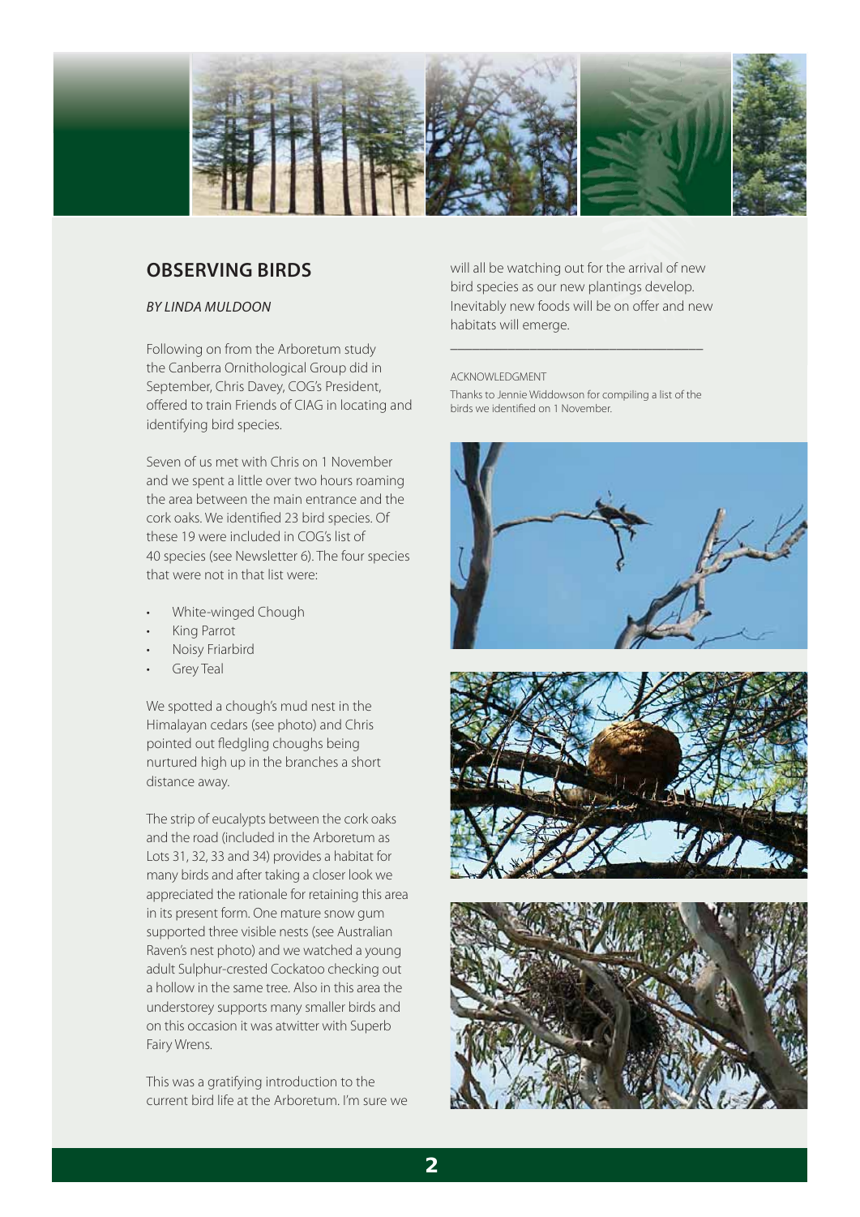## OBSERVING BIRDS

*BY LINDA MULDOON*

Following on from the Arboretum study the Canberra Ornithological Group did in September, Chris Davey, COG's President, offered to train Friends of CIAG in locating and identifying bird species.

Seven of us met with Chris on 1 November and we spent a little over two hours roaming the area between the main entrance and the cork oaks. We identified 23 bird species. Of these 19 were included in COG's list of 40 species (see Newsletter 6). The four species that were not in that list were:

- White-winged Chough
- King Parrot
- Noisy Friarbird
- Grey Teal

We spotted a chough's mud nest in the Himalayan cedars (see photo) and Chris pointed out fledgling choughs being nurtured high up in the branches a short distance away.

The strip of eucalypts between the cork oaks and the road (included in the Arboretum as Lots 31, 32, 33 and 34) provides a habitat for many birds and after taking a closer look we appreciated the rationale for retaining this area in its present form. One mature snow gum supported three visible nests (see Australian Raven's nest photo) and we watched a young adult Sulphur-crested Cockatoo checking out a hollow in the same tree. Also in this area the understorey supports many smaller birds and on this occasion it was atwitter with Superb Fairy Wrens.

This was a gratifying introduction to the current bird life at the Arboretum. I'm sure we will all be watching out for the arrival of new bird species as our new plantings develop. Inevitably new foods will be on offer and new habitats will emerge.

---

ACKNOWLEDGMENT

Thanks to Jennie Widdowson for compiling a list of the birds we identified on 1 November.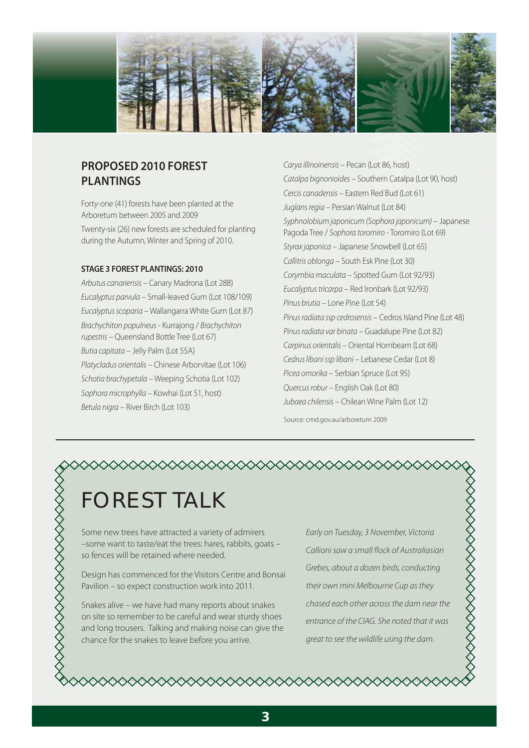## PROPOSED 2010 FOREST PLANTINGS

Forty-one (41) forests have been planted at the Arboretum between 2005 and 2009

Twenty-six (26) new forests are scheduled for planting during the Autumn, Winter and Spring of 2010.

### STAGE 3 FOREST PLANTINGS: 2010

*Arbutus canariensis* – Canary Madrona (Lot 28B)

*Eucalyptus parvula* – Small-leaved Gum (Lot 108/109)

*Eucalyptus scoparia* – Wallangarra White Gum (Lot 87)

*Brachychiton populneus* - Kurrajong / *Brachychiton rupestris* – Queensland Bottle Tree (Lot 67)

*Butia capitata* – Jelly Palm (Lot 55A)

*Platycladus orientalis* – Chinese Arborvitae (Lot 106)

*Schotia brachypetala* – Weeping Schotia (Lot 102)

*Sophora microphylla* – Kowhai (Lot 51, host)

*Betula nigra* – River Birch (Lot 103)

*Carya illinoinensis* – Pecan (Lot 86, host)

*Catalpa bignonioides* – Southern Catalpa (Lot 90, host)

*Cercis canadensis* – Eastern Red Bud (Lot 61)

*Juglans regia* – Persian Walnut (Lot 84)

*Syphnolobium japonicum (Sophora japonicum)* – Japanese Pagoda Tree / *Sophora toromiro* - Toromiro (Lot 69)

*Styrax japonica* – Japanese Snowbell (Lot 65)

*Callitris oblonga* – South Esk Pine (Lot 30)

*Corymbia maculata* – Spotted Gum (Lot 92/93)

*Eucalyptus tricarpa* – Red Ironbark (Lot 92/93)

*Pinus brutia* – Lone Pine (Lot 54)

*Pinus radiata ssp cedrosensis* – Cedros Island Pine (Lot 48)

*Pinus radiata var binata* – Guadalupe Pine (Lot 82)

*Carpinus orientalis* – Oriental Hornbeam (Lot 68)

*Cedrus libani ssp libani* – Lebanese Cedar (Lot 8)

*Picea omorika* – Serbian Spruce (Lot 95)

*Quercus robur* – English Oak (Lot 80)

*Jubaea chilensis* – Chilean Wine Palm (Lot 12)

Source: cmd.gov.au/arboretum 2009

---

# FOREST TALK

Some new trees have attracted a variety of admirers –some want to taste/eat the trees: hares, rabbits, goats – so fences will be retained where needed.

Design has commenced for the Visitors Centre and Bonsai Pavilion – so expect construction work into 2011.

Snakes alive – we have had many reports about snakes on site so remember to be careful and wear sturdy shoes and long trousers. Talking and making noise can give the chance for the snakes to leave before you arrive.

*Early on Tuesday, 3 November, Victoria Callioni saw a small flock of Australiasian Grebes, about a dozen birds, conducting their own mini Melbourne Cup as they chased each other across the dam near the entrance of the CIAG. She noted that it was great to see the wildlife using the dam.*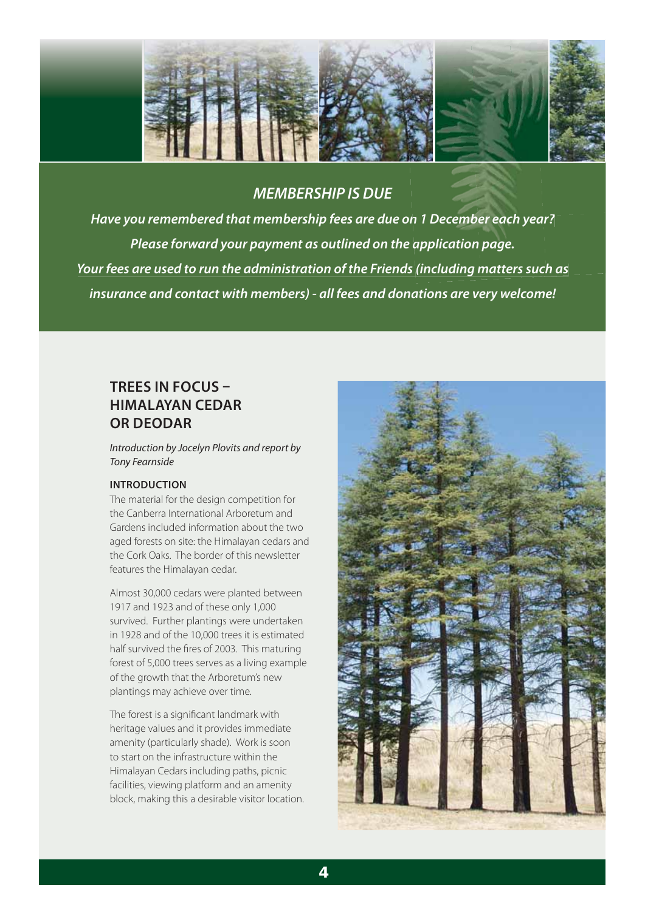## *MEMBERSHIP IS DUE*

***Have you remembered that membership fees are due on 1 December each year?***

***Please forward your payment as outlined on the application page.***

***Your fees are used to run the administration of the Friends (including matters such as insurance and contact with members) - all fees and donations are very welcome!***

## TREES IN FOCUS – HIMALAYAN CEDAR OR DEODAR

*Introduction by Jocelyn Plovits and report by Tony Fearnside*

### INTRODUCTION

The material for the design competition for the Canberra International Arboretum and Gardens included information about the two aged forests on site: the Himalayan cedars and the Cork Oaks. The border of this newsletter features the Himalayan cedar.

Almost 30,000 cedars were planted between 1917 and 1923 and of these only 1,000 survived. Further plantings were undertaken in 1928 and of the 10,000 trees it is estimated half survived the fires of 2003. This maturing forest of 5,000 trees serves as a living example of the growth that the Arboretum's new plantings may achieve over time.

The forest is a significant landmark with heritage values and it provides immediate amenity (particularly shade). Work is soon to start on the infrastructure within the Himalayan Cedars including paths, picnic facilities, viewing platform and an amenity block, making this a desirable visitor location.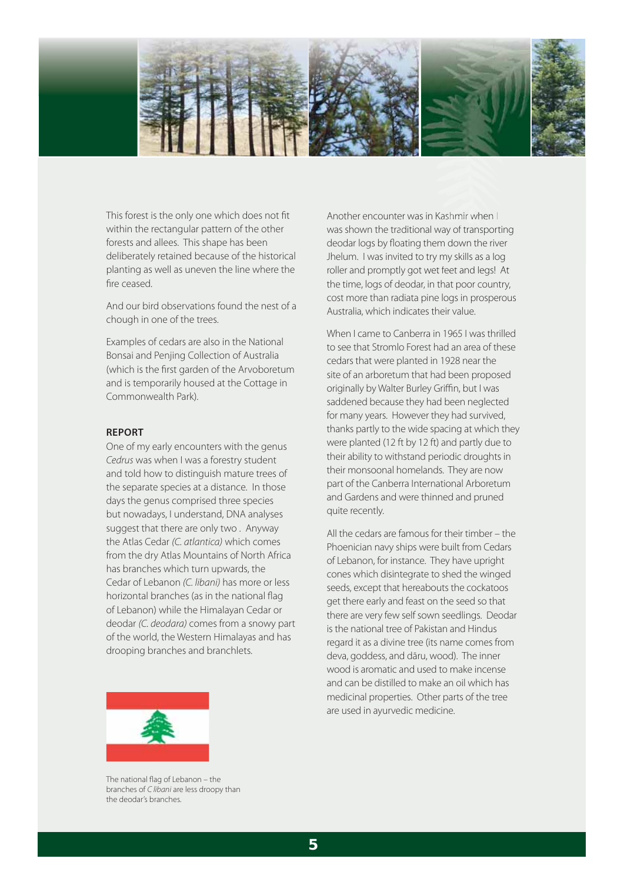This forest is the only one which does not fit within the rectangular pattern of the other forests and allees. This shape has been deliberately retained because of the historical planting as well as uneven the line where the fire ceased.

And our bird observations found the nest of a chough in one of the trees.

Examples of cedars are also in the National Bonsai and Penjing Collection of Australia (which is the first garden of the Arvoboretum and is temporarily housed at the Cottage in Commonwealth Park).

**REPORT**

One of my early encounters with the genus *Cedrus* was when I was a forestry student and told how to distinguish mature trees of the separate species at a distance. In those days the genus comprised three species but nowadays, I understand, DNA analyses suggest that there are only two . Anyway the Atlas Cedar *(C. atlantica)* which comes from the dry Atlas Mountains of North Africa has branches which turn upwards, the Cedar of Lebanon *(C. libani)* has more or less horizontal branches (as in the national flag of Lebanon) while the Himalayan Cedar or deodar *(C. deodara)* comes from a snowy part of the world, the Western Himalayas and has drooping branches and branchlets.

The national flag of Lebanon – the branches of *C libani* are less droopy than the deodar's branches.

Another encounter was in Kashmir when I was shown the traditional way of transporting deodar logs by floating them down the river Jhelum. I was invited to try my skills as a log roller and promptly got wet feet and legs! At the time, logs of deodar, in that poor country, cost more than radiata pine logs in prosperous Australia, which indicates their value.

When I came to Canberra in 1965 I was thrilled to see that Stromlo Forest had an area of these cedars that were planted in 1928 near the site of an arboretum that had been proposed originally by Walter Burley Griffin, but I was saddened because they had been neglected for many years. However they had survived, thanks partly to the wide spacing at which they were planted (12 ft by 12 ft) and partly due to their ability to withstand periodic droughts in their monsoonal homelands. They are now part of the Canberra International Arboretum and Gardens and were thinned and pruned quite recently.

All the cedars are famous for their timber – the Phoenician navy ships were built from Cedars of Lebanon, for instance. They have upright cones which disintegrate to shed the winged seeds, except that hereabouts the cockatoos get there early and feast on the seed so that there are very few self sown seedlings. Deodar is the national tree of Pakistan and Hindus regard it as a divine tree (its name comes from deva, goddess, and dāru, wood). The inner wood is aromatic and used to make incense and can be distilled to make an oil which has medicinal properties. Other parts of the tree are used in ayurvedic medicine.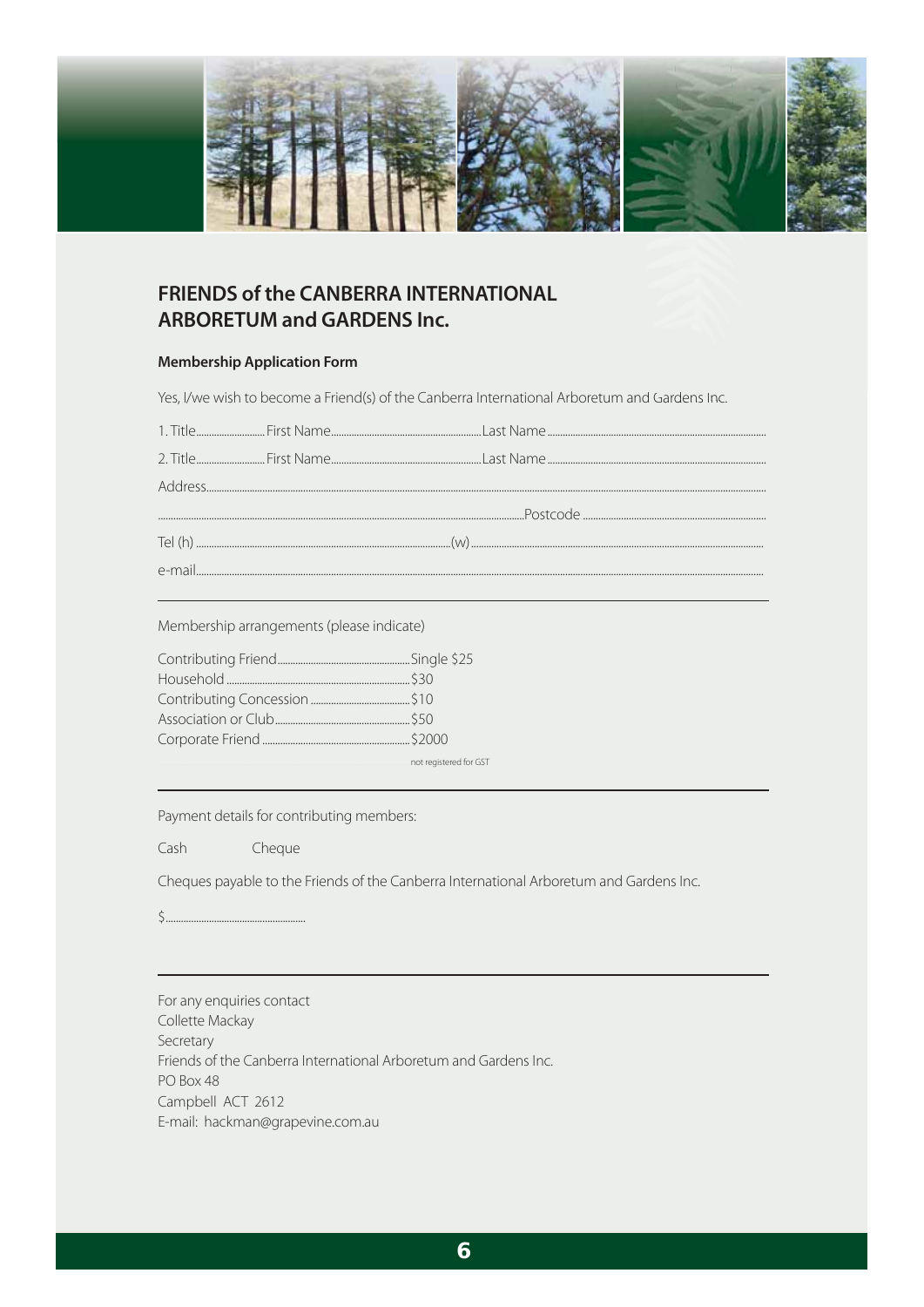## FRIENDS of the CANBERRA INTERNATIONAL ARBORETUM and GARDENS Inc.

**Membership Application Form**

Yes, I/we wish to become a Friend(s) of the Canberra International Arboretum and Gardens Inc.

1. Title.......................... First Name.......................................................Last Name..................................................................................

2. Title.......................... First Name.......................................................Last Name..................................................................................

Address..............................................................................................................................................................................................................

..................................................................................................................................................................Postcode ........................................................

Tel (h) .................................................................................................(w) ...................................................................................................

e-mail..............................................................................................................................................................................................................

---

Membership arrangements (please indicate)

Contributing Friend.................................................Single $25
Household ......................................................................$30
Contributing Concession .....................................$10
Association or Club...................................................$50
Corporate Friend .......................................................$2000

not registered for GST

---

Payment details for contributing members:

Cash Cheque

Cheques payable to the Friends of the Canberra International Arboretum and Gardens Inc.

$......................................................

---

For any enquiries contact
Collette Mackay
Secretary
Friends of the Canberra International Arboretum and Gardens Inc.
PO Box 48
Campbell ACT 2612
E-mail: hackman@grapevine.com.au